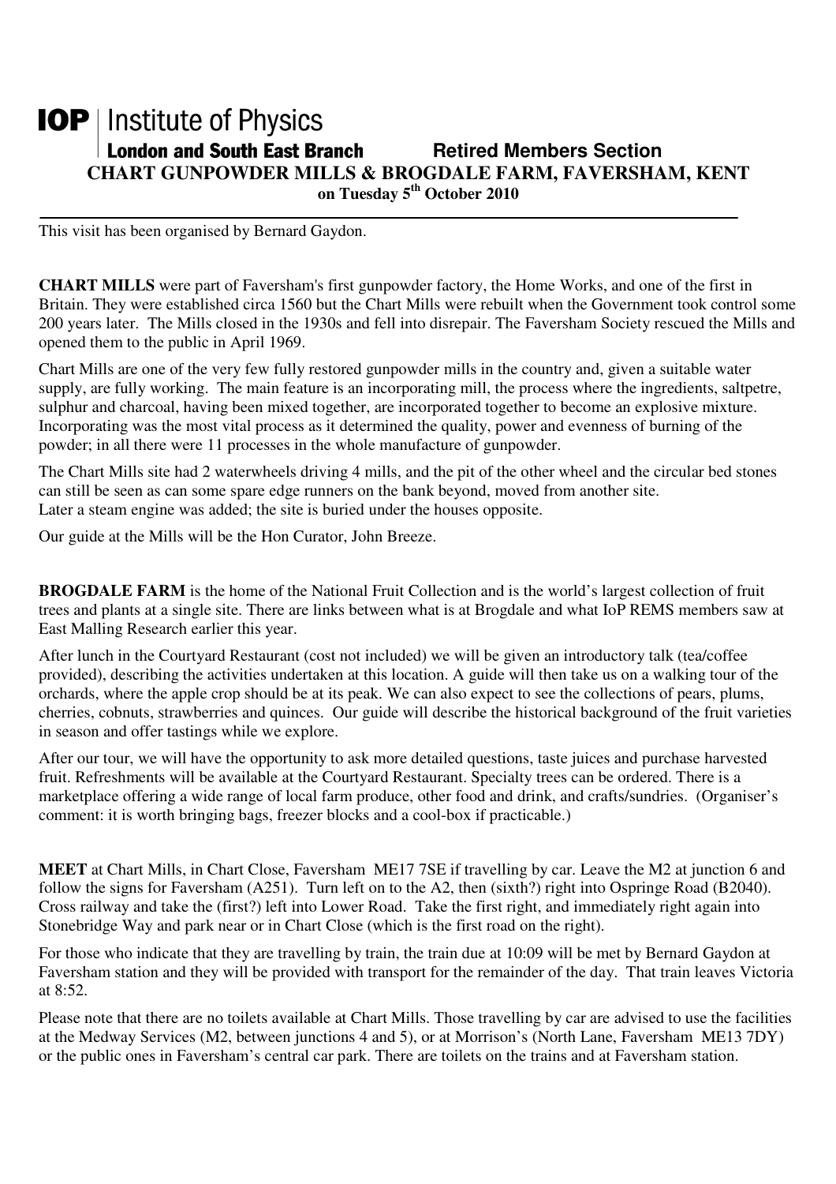# IOP | Institute of Physics

**London and South East Branch** **Retired Members Section**

## CHART GUNPOWDER MILLS & BROGDALE FARM, FAVERSHAM, KENT

**on Tuesday 5th October 2010**

---

This visit has been organised by Bernard Gaydon.

**CHART MILLS** were part of Faversham's first gunpowder factory, the Home Works, and one of the first in Britain. They were established circa 1560 but the Chart Mills were rebuilt when the Government took control some 200 years later. The Mills closed in the 1930s and fell into disrepair. The Faversham Society rescued the Mills and opened them to the public in April 1969.

Chart Mills are one of the very few fully restored gunpowder mills in the country and, given a suitable water supply, are fully working. The main feature is an incorporating mill, the process where the ingredients, saltpetre, sulphur and charcoal, having been mixed together, are incorporated together to become an explosive mixture. Incorporating was the most vital process as it determined the quality, power and evenness of burning of the powder; in all there were 11 processes in the whole manufacture of gunpowder.

The Chart Mills site had 2 waterwheels driving 4 mills, and the pit of the other wheel and the circular bed stones can still be seen as can some spare edge runners on the bank beyond, moved from another site.
Later a steam engine was added; the site is buried under the houses opposite.

Our guide at the Mills will be the Hon Curator, John Breeze.

**BROGDALE FARM** is the home of the National Fruit Collection and is the world's largest collection of fruit trees and plants at a single site. There are links between what is at Brogdale and what IoP REMS members saw at East Malling Research earlier this year.

After lunch in the Courtyard Restaurant (cost not included) we will be given an introductory talk (tea/coffee provided), describing the activities undertaken at this location. A guide will then take us on a walking tour of the orchards, where the apple crop should be at its peak. We can also expect to see the collections of pears, plums, cherries, cobnuts, strawberries and quinces. Our guide will describe the historical background of the fruit varieties in season and offer tastings while we explore.

After our tour, we will have the opportunity to ask more detailed questions, taste juices and purchase harvested fruit. Refreshments will be available at the Courtyard Restaurant. Specialty trees can be ordered. There is a marketplace offering a wide range of local farm produce, other food and drink, and crafts/sundries. (Organiser's comment: it is worth bringing bags, freezer blocks and a cool-box if practicable.)

**MEET** at Chart Mills, in Chart Close, Faversham ME17 7SE if travelling by car. Leave the M2 at junction 6 and follow the signs for Faversham (A251). Turn left on to the A2, then (sixth?) right into Ospringe Road (B2040). Cross railway and take the (first?) left into Lower Road. Take the first right, and immediately right again into Stonebridge Way and park near or in Chart Close (which is the first road on the right).

For those who indicate that they are travelling by train, the train due at 10:09 will be met by Bernard Gaydon at Faversham station and they will be provided with transport for the remainder of the day. That train leaves Victoria at 8:52.

Please note that there are no toilets available at Chart Mills. Those travelling by car are advised to use the facilities at the Medway Services (M2, between junctions 4 and 5), or at Morrison's (North Lane, Faversham ME13 7DY) or the public ones in Faversham's central car park. There are toilets on the trains and at Faversham station.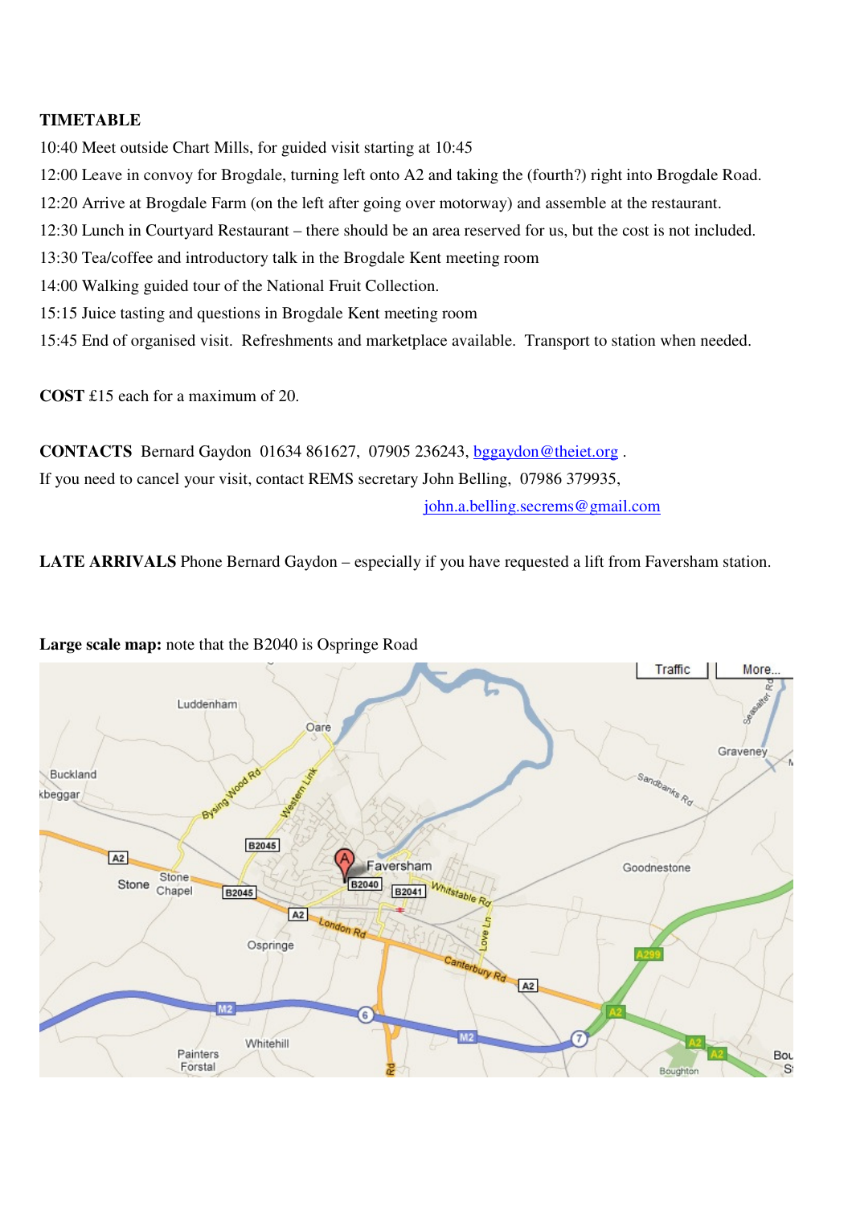**TIMETABLE**

10:40 Meet outside Chart Mills, for guided visit starting at 10:45

12:00 Leave in convoy for Brogdale, turning left onto A2 and taking the (fourth?) right into Brogdale Road.

12:20 Arrive at Brogdale Farm (on the left after going over motorway) and assemble at the restaurant.

12:30 Lunch in Courtyard Restaurant – there should be an area reserved for us, but the cost is not included.

13:30 Tea/coffee and introductory talk in the Brogdale Kent meeting room

14:00 Walking guided tour of the National Fruit Collection.

15:15 Juice tasting and questions in Brogdale Kent meeting room

15:45 End of organised visit. Refreshments and marketplace available. Transport to station when needed.

**COST** £15 each for a maximum of 20.

**CONTACTS** Bernard Gaydon 01634 861627, 07905 236243, bggaydon@theiet.org .

If you need to cancel your visit, contact REMS secretary John Belling, 07986 379935, john.a.belling.secrems@gmail.com

**LATE ARRIVALS** Phone Bernard Gaydon – especially if you have requested a lift from Faversham station.

**Large scale map:** note that the B2040 is Ospringe Road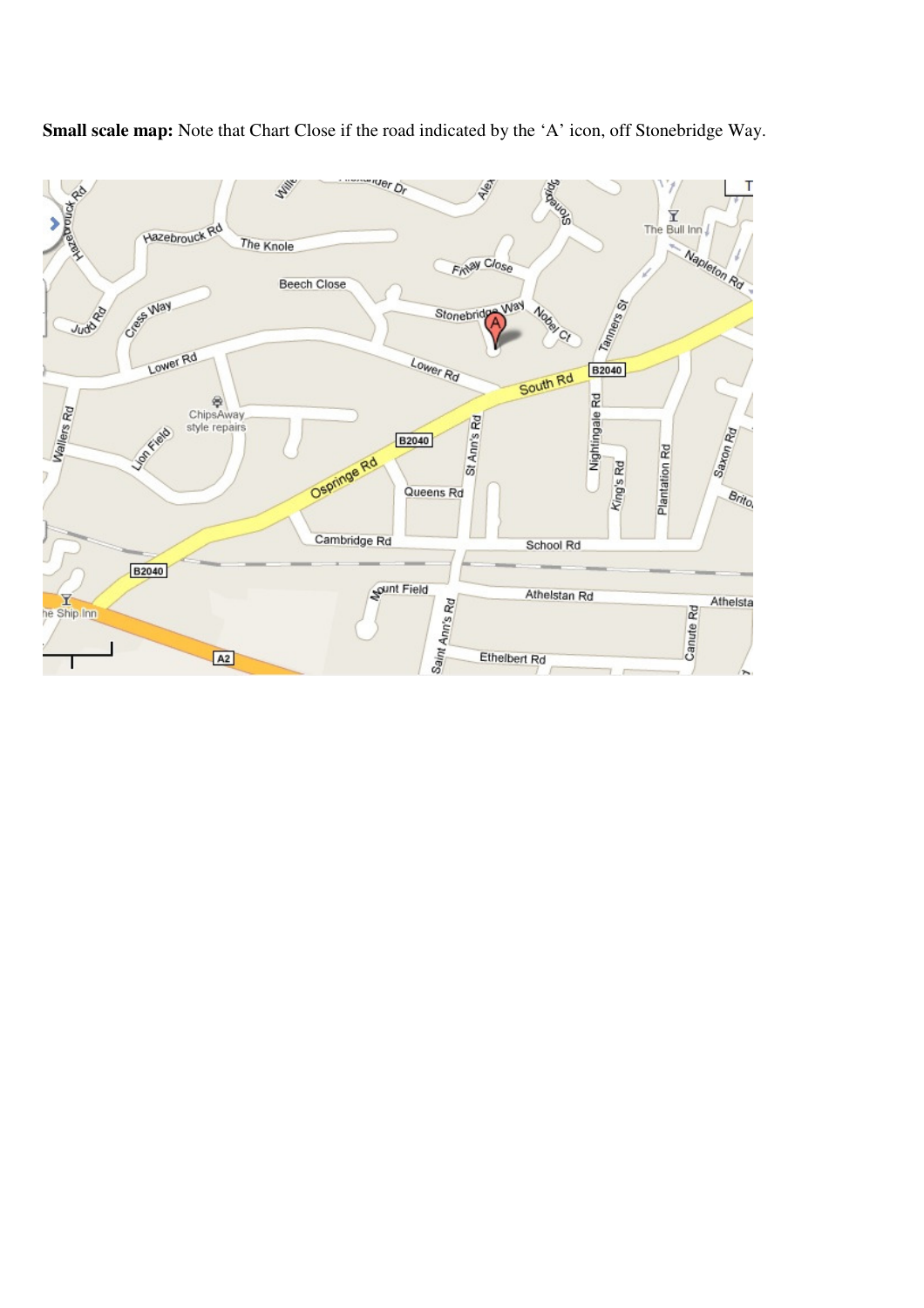**Small scale map:** Note that Chart Close if the road indicated by the 'A' icon, off Stonebridge Way.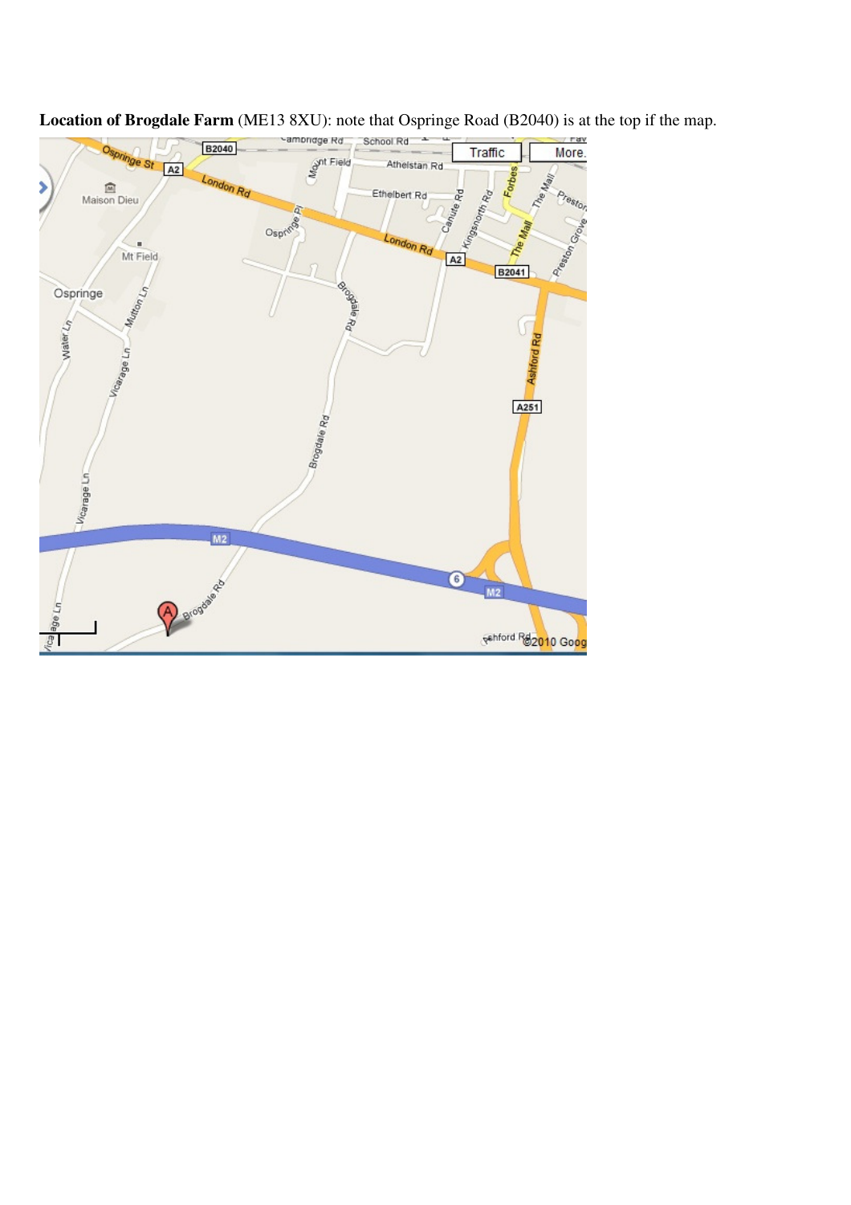**Location of Brogdale Farm** (ME13 8XU): note that Ospringe Road (B2040) is at the top if the map.

Cambridge Rd
School Rd
Traffic
More...
B2040
Ospringe St
A2
Mount Field
Athelstan Rd
London Rd
Maison Dieu
Ethelbert Rd
Canute Rd
Kingsnorth Rd
Forbes
The Mall
Preston
Ospringe Pl
London Rd
Preston Grove
The Mall
A2
B2041
Brogdale Rd
Mt Field
Ospringe
Mutton Ln
Water Ln
Vicarage Ln
Ashford Rd
A251
Brogdale Rd
Vicarage Ln
M2
6
M2
Brogdale Rd
Vicarage Ln
Ashford Rd
©2010 Google